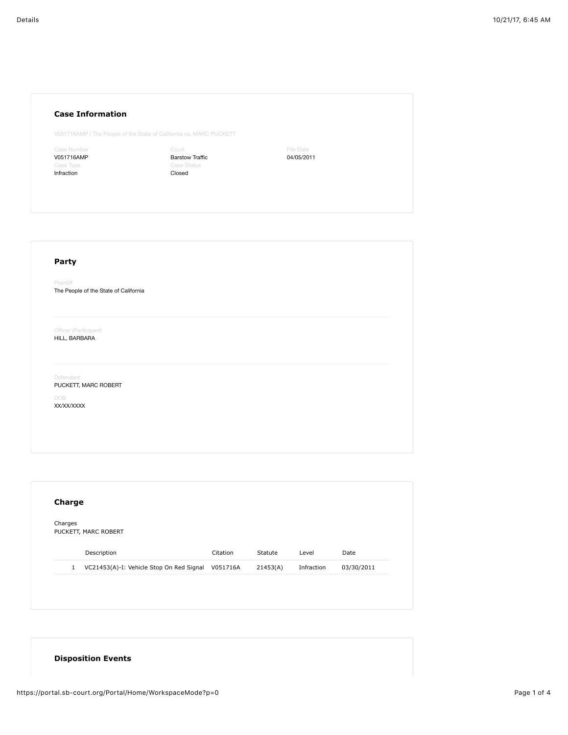## Case Information

V051716AMP | The People of the State of California vs. MARC PUCKETT

| Case Number | Court | File Date |
| --- | --- | --- |
| V051716AMP | Barstow Traffic | 04/05/2011 |

| Case Type | Case Status |
| --- | --- |
| Infraction | Closed |

## Party

Plaintiff
The People of the State of California

Officer (Participant)
HILL, BARBARA

Defendant
PUCKETT, MARC ROBERT

DOB
XX/XX/XXXX

## Charge

Charges
PUCKETT, MARC ROBERT

| | Description | Citation | Statute | Level | Date |
| --- | --- | --- | --- | --- | --- |
| 1 | VC21453(A)-I: Vehicle Stop On Red Signal | V051716A | 21453(A) | Infraction | 03/30/2011 |

## Disposition Events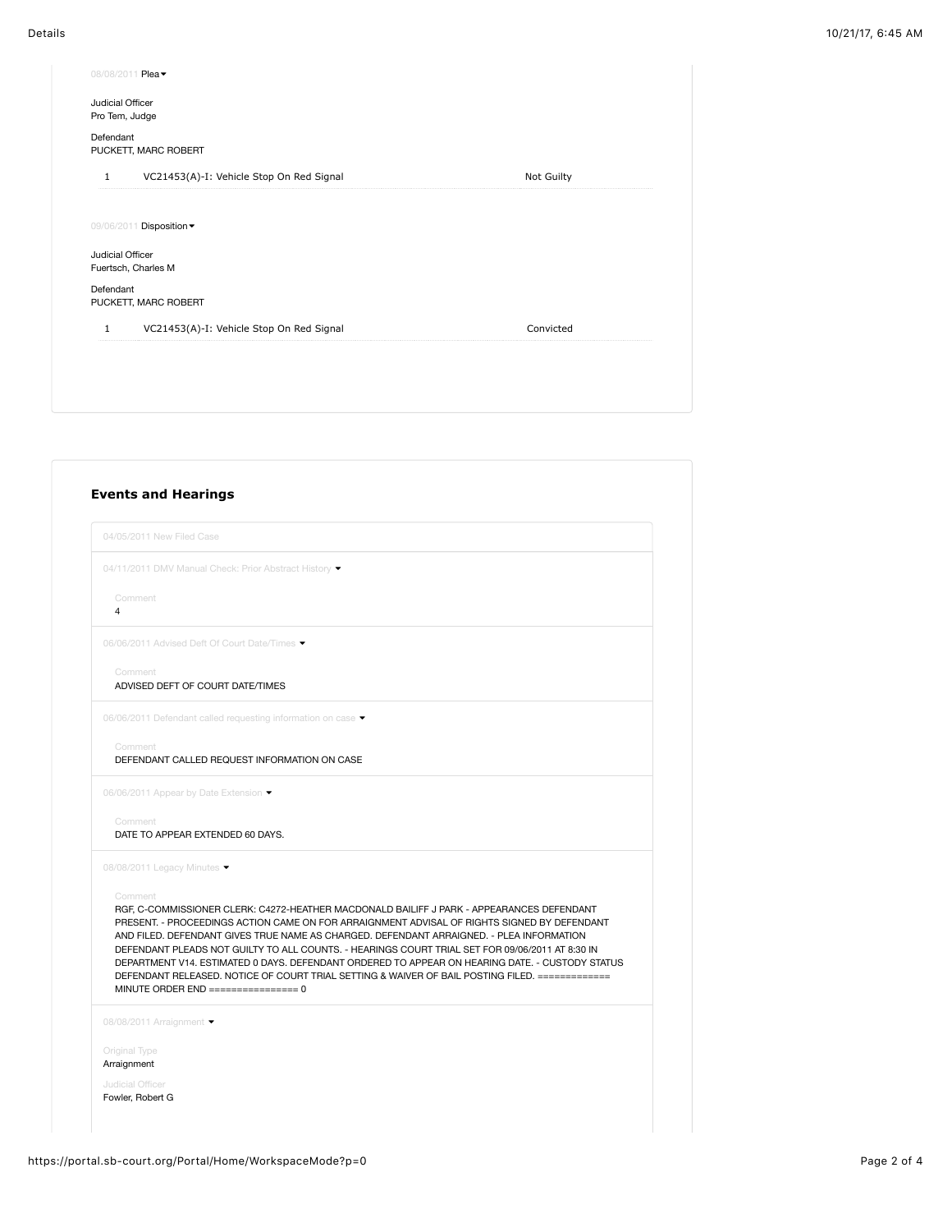08/08/2011 Plea

Judicial Officer
Pro Tem, Judge

Defendant
PUCKETT, MARC ROBERT

| | | |
|---|---|---|
| 1 | VC21453(A)-I: Vehicle Stop On Red Signal | Not Guilty |

09/06/2011 Disposition

Judicial Officer
Fuertsch, Charles M

Defendant
PUCKETT, MARC ROBERT

| | | |
|---|---|---|
| 1 | VC21453(A)-I: Vehicle Stop On Red Signal | Convicted |

### Events and Hearings

04/05/2011 New Filed Case

04/11/2011 DMV Manual Check: Prior Abstract History

Comment
4

06/06/2011 Advised Deft Of Court Date/Times

Comment
ADVISED DEFT OF COURT DATE/TIMES

06/06/2011 Defendant called requesting information on case

Comment
DEFENDANT CALLED REQUEST INFORMATION ON CASE

06/06/2011 Appear by Date Extension

Comment
DATE TO APPEAR EXTENDED 60 DAYS.

08/08/2011 Legacy Minutes

Comment
RGF, C-COMMISSIONER CLERK: C4272-HEATHER MACDONALD BAILIFF J PARK - APPEARANCES DEFENDANT PRESENT. - PROCEEDINGS ACTION CAME ON FOR ARRAIGNMENT ADVISAL OF RIGHTS SIGNED BY DEFENDANT AND FILED. DEFENDANT GIVES TRUE NAME AS CHARGED. DEFENDANT ARRAIGNED. - PLEA INFORMATION DEFENDANT PLEADS NOT GUILTY TO ALL COUNTS. - HEARINGS COURT TRIAL SET FOR 09/06/2011 AT 8:30 IN DEPARTMENT V14. ESTIMATED 0 DAYS. DEFENDANT ORDERED TO APPEAR ON HEARING DATE. - CUSTODY STATUS DEFENDANT RELEASED. NOTICE OF COURT TRIAL SETTING & WAIVER OF BAIL POSTING FILED. ============= MINUTE ORDER END ================ 0

08/08/2011 Arraignment

Original Type
Arraignment

Judicial Officer
Fowler, Robert G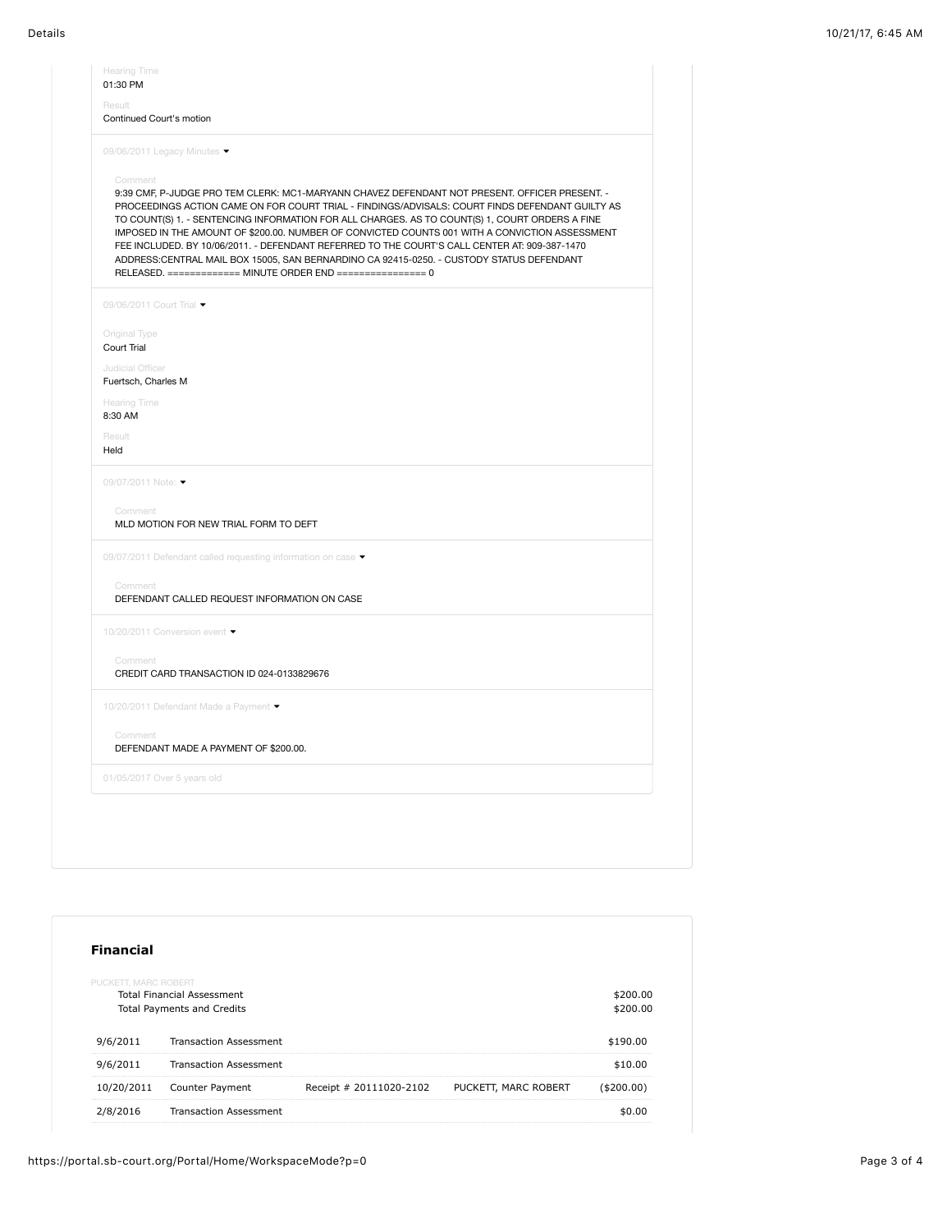Hearing Time
01:30 PM

Result
Continued Court's motion

09/06/2011 Legacy Minutes

Comment
9:39 CMF, P-JUDGE PRO TEM CLERK: MC1-MARYANN CHAVEZ DEFENDANT NOT PRESENT. OFFICER PRESENT. - PROCEEDINGS ACTION CAME ON FOR COURT TRIAL - FINDINGS/ADVISALS: COURT FINDS DEFENDANT GUILTY AS TO COUNT(S) 1. - SENTENCING INFORMATION FOR ALL CHARGES. AS TO COUNT(S) 1, COURT ORDERS A FINE IMPOSED IN THE AMOUNT OF $200.00. NUMBER OF CONVICTED COUNTS 001 WITH A CONVICTION ASSESSMENT FEE INCLUDED. BY 10/06/2011. - DEFENDANT REFERRED TO THE COURT'S CALL CENTER AT: 909-387-1470 ADDRESS:CENTRAL MAIL BOX 15005, SAN BERNARDINO CA 92415-0250. - CUSTODY STATUS DEFENDANT RELEASED. ============= MINUTE ORDER END ================ 0

09/06/2011 Court Trial

Original Type
Court Trial

Judicial Officer
Fuertsch, Charles M

Hearing Time
8:30 AM

Result
Held

09/07/2011 Note:

Comment
MLD MOTION FOR NEW TRIAL FORM TO DEFT

09/07/2011 Defendant called requesting information on case

Comment
DEFENDANT CALLED REQUEST INFORMATION ON CASE

10/20/2011 Conversion event

Comment
CREDIT CARD TRANSACTION ID 024-0133829676

10/20/2011 Defendant Made a Payment

Comment
DEFENDANT MADE A PAYMENT OF $200.00.

01/05/2017 Over 5 years old

## Financial

PUCKETT, MARC ROBERT

Total Financial Assessment $200.00
Total Payments and Credits $200.00

| | | | | |
|---|---|---|---|---|
| 9/6/2011 | Transaction Assessment | | | $190.00 |
| 9/6/2011 | Transaction Assessment | | | $10.00 |
| 10/20/2011 | Counter Payment | Receipt # 20111020-2102 | PUCKETT, MARC ROBERT | ($200.00) |
| 2/8/2016 | Transaction Assessment | | | $0.00 |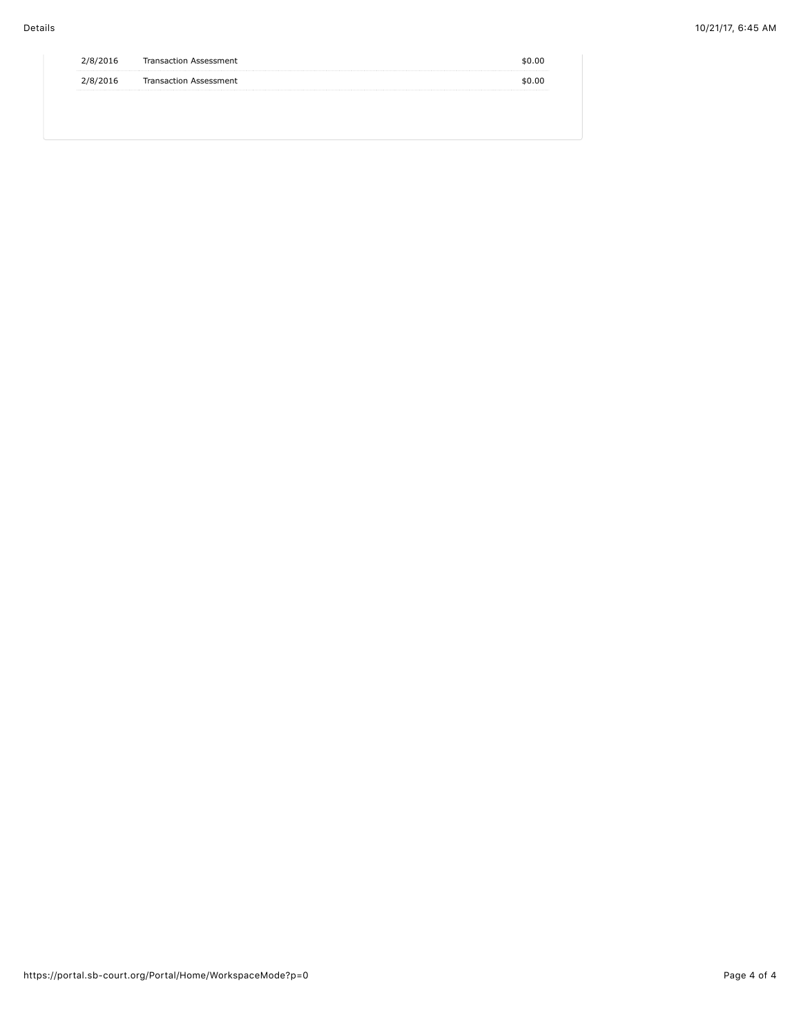| | | |
|---|---|---|
| 2/8/2016 | Transaction Assessment | $0.00 |
| 2/8/2016 | Transaction Assessment | $0.00 |